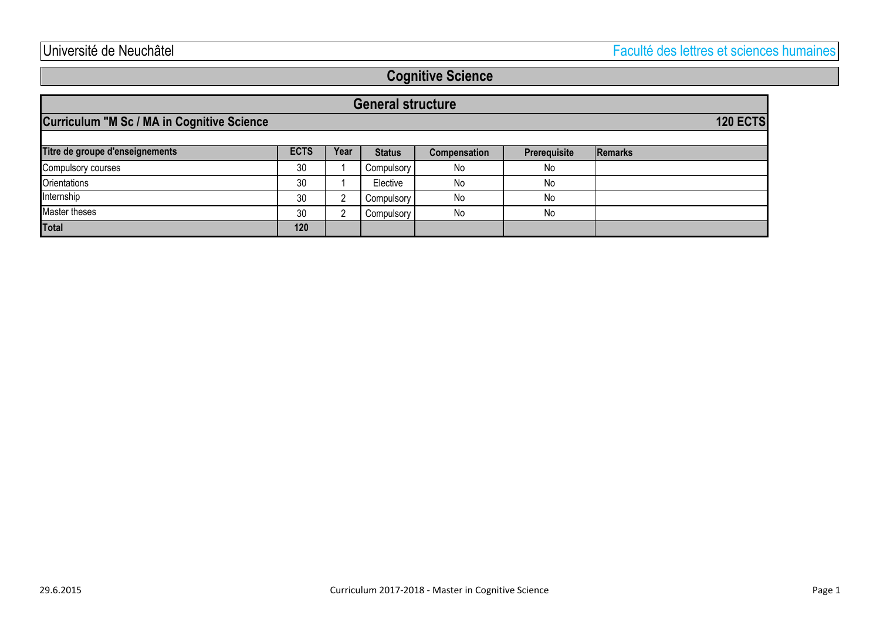Université de Neuchâtel — Faculté des lettres et sciences humaines

# Cognitive Science

## General structure

**Curriculum "M Sc / MA in Cognitive Science** — **120 ECTS**

| Titre de groupe d'enseignements | ECTS | Year | Status | Compensation | Prerequisite | Remarks |
|---|---|---|---|---|---|---|
| Compulsory courses | 30 | 1 | Compulsory | No | No | |
| Orientations | 30 | 1 | Elective | No | No | |
| Internship | 30 | 2 | Compulsory | No | No | |
| Master theses | 30 | 2 | Compulsory | No | No | |
| **Total** | **120** | | | | | |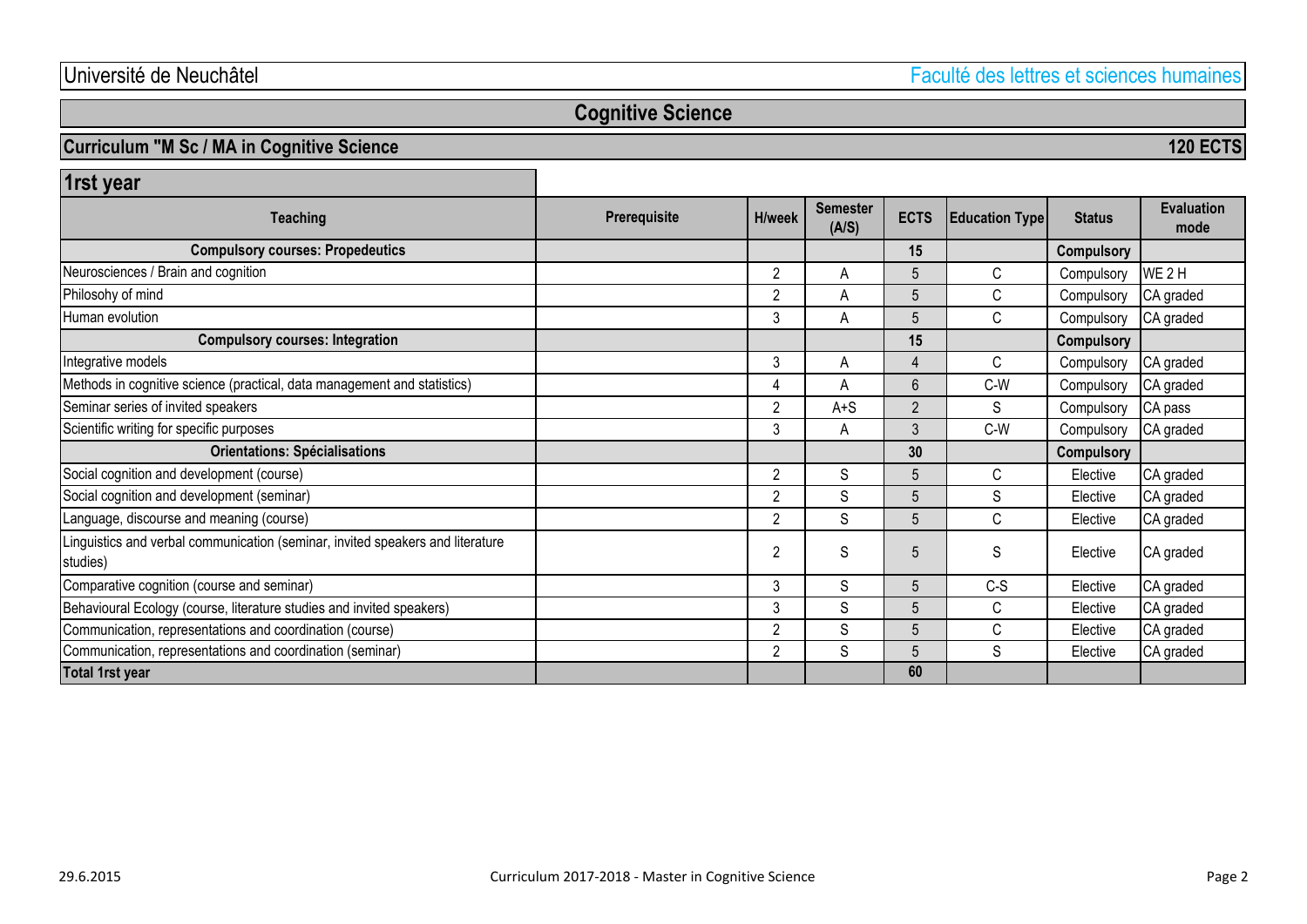Université de Neuchâtel — Faculté des lettres et sciences humaines

# Cognitive Science

## Curriculum "M Sc / MA in Cognitive Science — 120 ECTS

### 1rst year

| Teaching | Prerequisite | H/week | Semester (A/S) | ECTS | Education Type | Status | Evaluation mode |
|---|---|---|---|---|---|---|---|
| **Compulsory courses: Propedeutics** | | | | **15** | | **Compulsory** | |
| Neurosciences / Brain and cognition | | 2 | A | 5 | C | Compulsory | WE 2 H |
| Philosohy of mind | | 2 | A | 5 | C | Compulsory | CA graded |
| Human evolution | | 3 | A | 5 | C | Compulsory | CA graded |
| **Compulsory courses: Integration** | | | | **15** | | **Compulsory** | |
| Integrative models | | 3 | A | 4 | C | Compulsory | CA graded |
| Methods in cognitive science (practical, data management and statistics) | | 4 | A | 6 | C-W | Compulsory | CA graded |
| Seminar series of invited speakers | | 2 | A+S | 2 | S | Compulsory | CA pass |
| Scientific writing for specific purposes | | 3 | A | 3 | C-W | Compulsory | CA graded |
| **Orientations: Spécialisations** | | | | **30** | | **Compulsory** | |
| Social cognition and development (course) | | 2 | S | 5 | C | Elective | CA graded |
| Social cognition and development (seminar) | | 2 | S | 5 | S | Elective | CA graded |
| Language, discourse and meaning (course) | | 2 | S | 5 | C | Elective | CA graded |
| Linguistics and verbal communication (seminar, invited speakers and literature studies) | | 2 | S | 5 | S | Elective | CA graded |
| Comparative cognition (course and seminar) | | 3 | S | 5 | C-S | Elective | CA graded |
| Behavioural Ecology (course, literature studies and invited speakers) | | 3 | S | 5 | C | Elective | CA graded |
| Communication, representations and coordination (course) | | 2 | S | 5 | C | Elective | CA graded |
| Communication, representations and coordination (seminar) | | 2 | S | 5 | S | Elective | CA graded |
| **Total 1rst year** | | | | **60** | | | |

29.6.2015 — Curriculum 2017-2018 - Master in Cognitive Science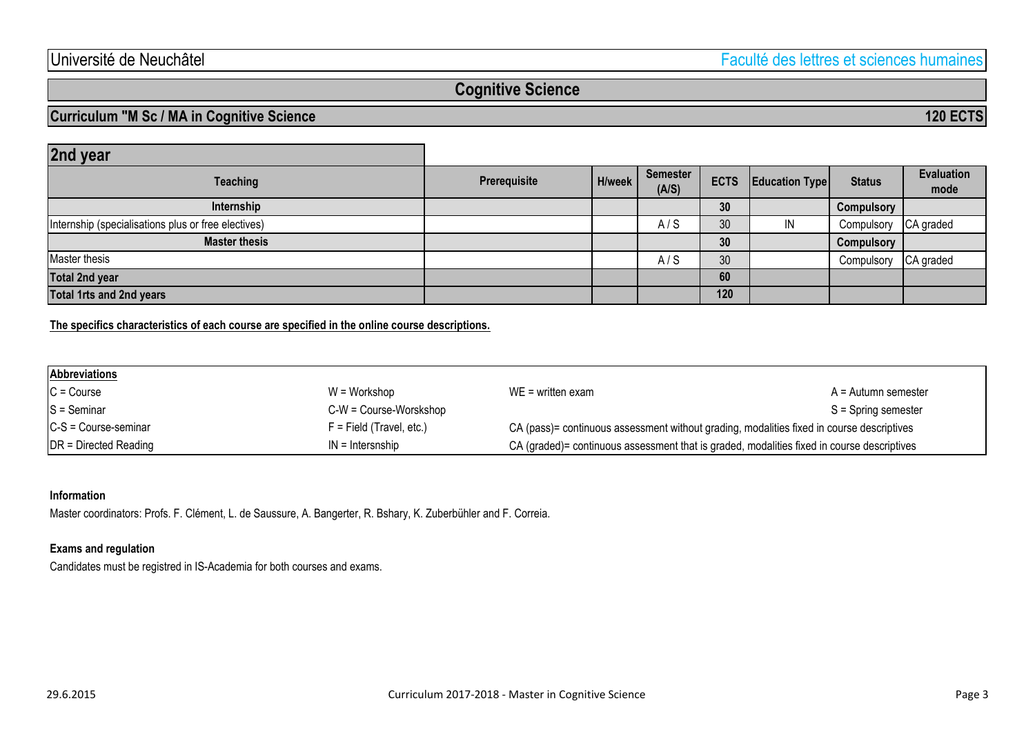Université de Neuchâtel | Faculté des lettres et sciences humaines

# Cognitive Science

## Curriculum "M Sc / MA in Cognitive Science — 120 ECTS

### 2nd year

| Teaching | Prerequisite | H/week | Semester (A/S) | ECTS | Education Type | Status | Evaluation mode |
|---|---|---|---|---|---|---|---|
| **Internship** | | | | **30** | | **Compulsory** | |
| Internship (specialisations plus or free electives) | | | A / S | 30 | IN | Compulsory | CA graded |
| **Master thesis** | | | | **30** | | **Compulsory** | |
| Master thesis | | | A / S | 30 | | Compulsory | CA graded |
| **Total 2nd year** | | | | **60** | | | |
| **Total 1rts and 2nd years** | | | | **120** | | | |

**The specifics characteristics of each course are specified in the online course descriptions.**

| **Abbreviations** | | | |
|---|---|---|---|
| C = Course | W = Workshop | WE = written exam | A = Autumn semester |
| S = Seminar | C-W = Course-Worskshop | | S = Spring semester |
| C-S = Course-seminar | F = Field (Travel, etc.) | CA (pass)= continuous assessment without grading, modalities fixed in course descriptives | |
| DR = Directed Reading | IN = Intersnship | CA (graded)= continuous assessment that is graded, modalities fixed in course descriptives | |

**Information**

Master coordinators: Profs. F. Clément, L. de Saussure, A. Bangerter, R. Bshary, K. Zuberbühler and F. Correia.

**Exams and regulation**

Candidates must be registred in IS-Academia for both courses and exams.